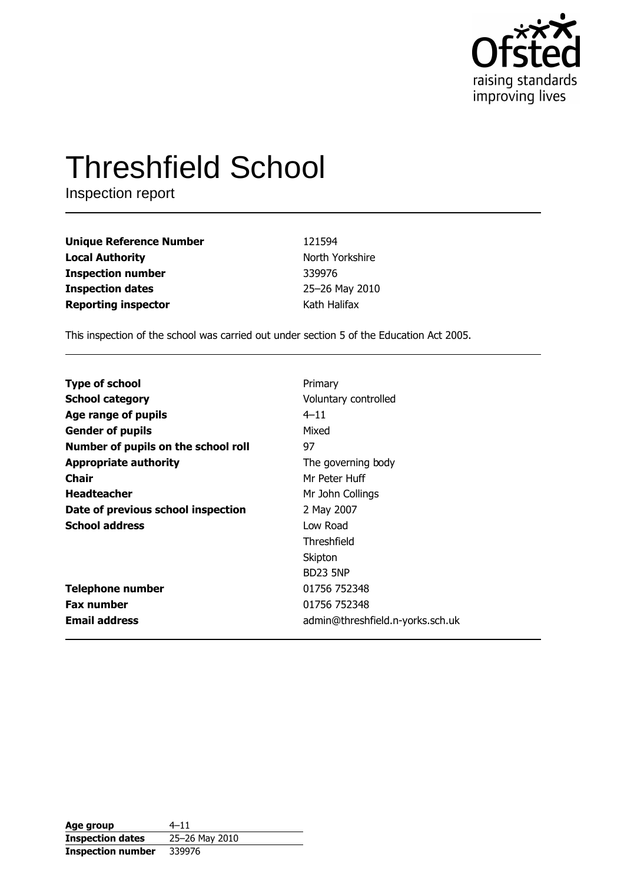# Threshfield School

Inspection report

| | |
|---|---|
| **Unique Reference Number** | 121594 |
| **Local Authority** | North Yorkshire |
| **Inspection number** | 339976 |
| **Inspection dates** | 25–26 May 2010 |
| **Reporting inspector** | Kath Halifax |

This inspection of the school was carried out under section 5 of the Education Act 2005.

| | |
|---|---|
| **Type of school** | Primary |
| **School category** | Voluntary controlled |
| **Age range of pupils** | 4–11 |
| **Gender of pupils** | Mixed |
| **Number of pupils on the school roll** | 97 |
| **Appropriate authority** | The governing body |
| **Chair** | Mr Peter Huff |
| **Headteacher** | Mr John Collings |
| **Date of previous school inspection** | 2 May 2007 |
| **School address** | Low Road<br>Threshfield<br>Skipton<br>BD23 5NP |
| **Telephone number** | 01756 752348 |
| **Fax number** | 01756 752348 |
| **Email address** | admin@threshfield.n-yorks.sch.uk |

| | |
|---|---|
| **Age group** | 4–11 |
| **Inspection dates** | 25–26 May 2010 |
| **Inspection number** | 339976 |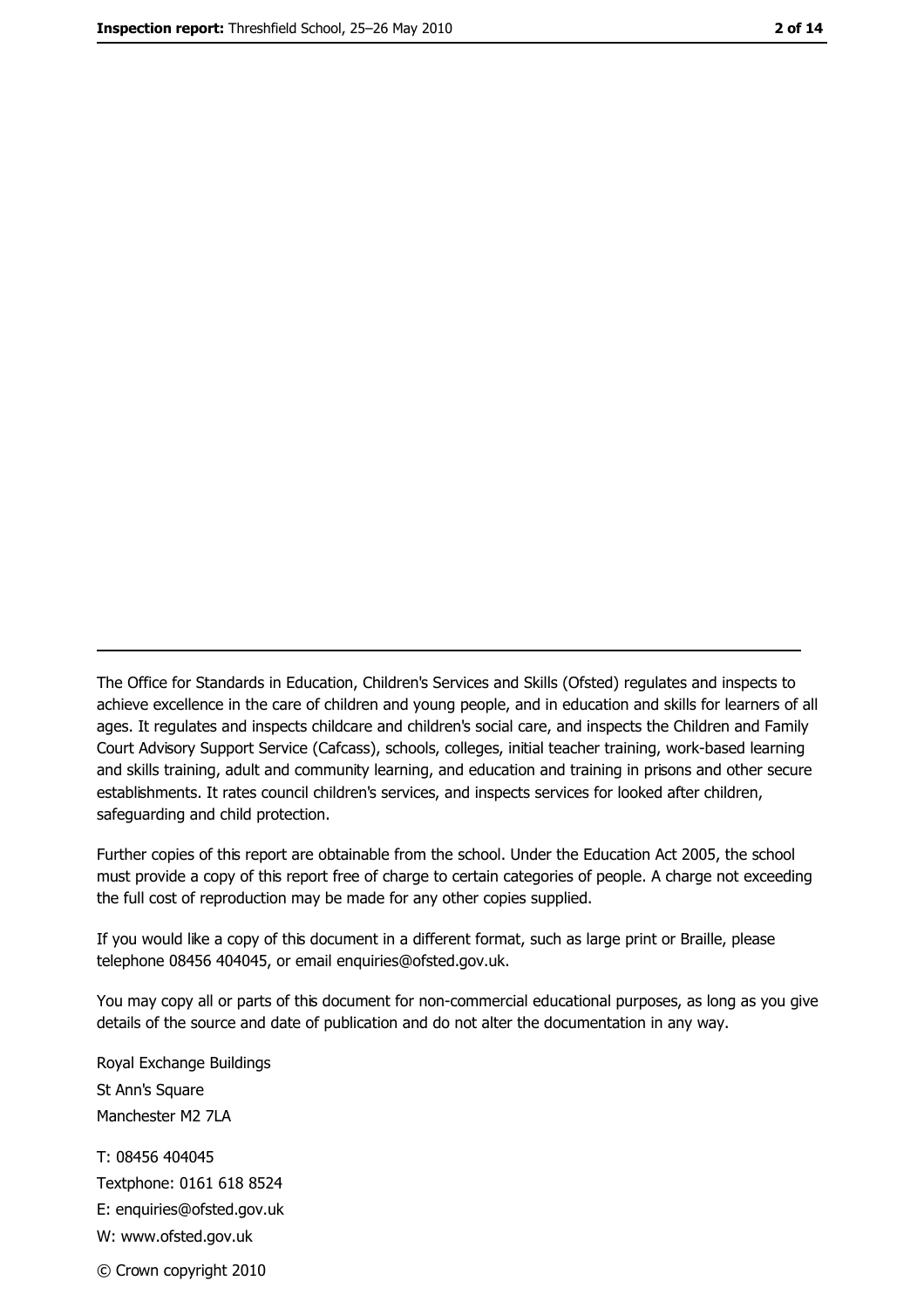---

The Office for Standards in Education, Children's Services and Skills (Ofsted) regulates and inspects to achieve excellence in the care of children and young people, and in education and skills for learners of all ages. It regulates and inspects childcare and children's social care, and inspects the Children and Family Court Advisory Support Service (Cafcass), schools, colleges, initial teacher training, work-based learning and skills training, adult and community learning, and education and training in prisons and other secure establishments. It rates council children's services, and inspects services for looked after children, safeguarding and child protection.

Further copies of this report are obtainable from the school. Under the Education Act 2005, the school must provide a copy of this report free of charge to certain categories of people. A charge not exceeding the full cost of reproduction may be made for any other copies supplied.

If you would like a copy of this document in a different format, such as large print or Braille, please telephone 08456 404045, or email enquiries@ofsted.gov.uk.

You may copy all or parts of this document for non-commercial educational purposes, as long as you give details of the source and date of publication and do not alter the documentation in any way.

Royal Exchange Buildings
St Ann's Square
Manchester M2 7LA

T: 08456 404045
Textphone: 0161 618 8524
E: enquiries@ofsted.gov.uk
W: www.ofsted.gov.uk

© Crown copyright 2010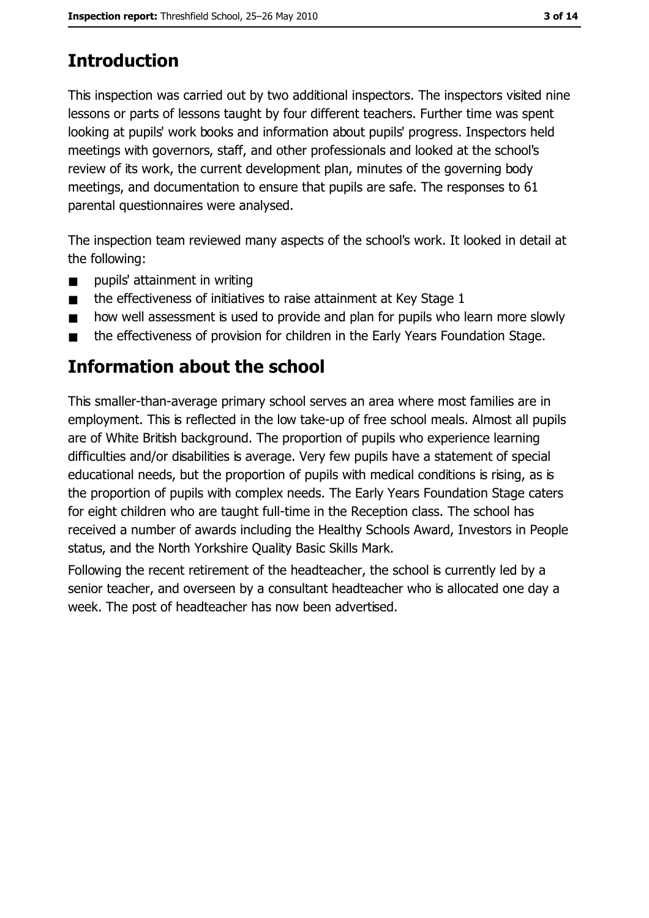# Introduction

This inspection was carried out by two additional inspectors. The inspectors visited nine lessons or parts of lessons taught by four different teachers. Further time was spent looking at pupils' work books and information about pupils' progress. Inspectors held meetings with governors, staff, and other professionals and looked at the school's review of its work, the current development plan, minutes of the governing body meetings, and documentation to ensure that pupils are safe. The responses to 61 parental questionnaires were analysed.

The inspection team reviewed many aspects of the school's work. It looked in detail at the following:

- pupils' attainment in writing
- the effectiveness of initiatives to raise attainment at Key Stage 1
- how well assessment is used to provide and plan for pupils who learn more slowly
- the effectiveness of provision for children in the Early Years Foundation Stage.

# Information about the school

This smaller-than-average primary school serves an area where most families are in employment. This is reflected in the low take-up of free school meals. Almost all pupils are of White British background. The proportion of pupils who experience learning difficulties and/or disabilities is average. Very few pupils have a statement of special educational needs, but the proportion of pupils with medical conditions is rising, as is the proportion of pupils with complex needs. The Early Years Foundation Stage caters for eight children who are taught full-time in the Reception class. The school has received a number of awards including the Healthy Schools Award, Investors in People status, and the North Yorkshire Quality Basic Skills Mark.

Following the recent retirement of the headteacher, the school is currently led by a senior teacher, and overseen by a consultant headteacher who is allocated one day a week. The post of headteacher has now been advertised.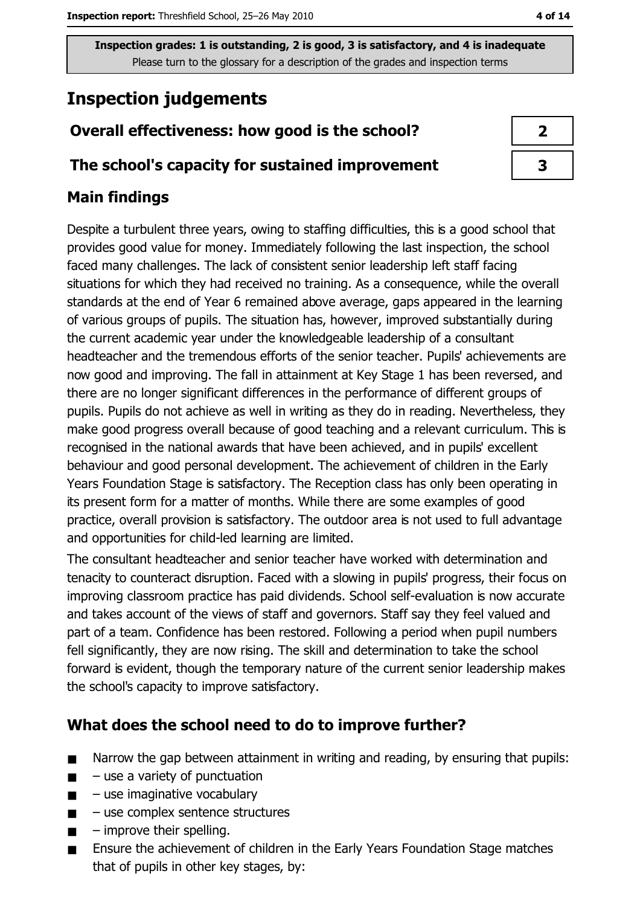Inspection grades: 1 is outstanding, 2 is good, 3 is satisfactory, and 4 is inadequate
Please turn to the glossary for a description of the grades and inspection terms

## Inspection judgements

| | |
|---|---|
| **Overall effectiveness: how good is the school?** | 2 |
| **The school's capacity for sustained improvement** | 3 |

### Main findings

Despite a turbulent three years, owing to staffing difficulties, this is a good school that provides good value for money. Immediately following the last inspection, the school faced many challenges. The lack of consistent senior leadership left staff facing situations for which they had received no training. As a consequence, while the overall standards at the end of Year 6 remained above average, gaps appeared in the learning of various groups of pupils. The situation has, however, improved substantially during the current academic year under the knowledgeable leadership of a consultant headteacher and the tremendous efforts of the senior teacher. Pupils' achievements are now good and improving. The fall in attainment at Key Stage 1 has been reversed, and there are no longer significant differences in the performance of different groups of pupils. Pupils do not achieve as well in writing as they do in reading. Nevertheless, they make good progress overall because of good teaching and a relevant curriculum. This is recognised in the national awards that have been achieved, and in pupils' excellent behaviour and good personal development. The achievement of children in the Early Years Foundation Stage is satisfactory. The Reception class has only been operating in its present form for a matter of months. While there are some examples of good practice, overall provision is satisfactory. The outdoor area is not used to full advantage and opportunities for child-led learning are limited.

The consultant headteacher and senior teacher have worked with determination and tenacity to counteract disruption. Faced with a slowing in pupils' progress, their focus on improving classroom practice has paid dividends. School self-evaluation is now accurate and takes account of the views of staff and governors. Staff say they feel valued and part of a team. Confidence has been restored. Following a period when pupil numbers fell significantly, they are now rising. The skill and determination to take the school forward is evident, though the temporary nature of the current senior leadership makes the school's capacity to improve satisfactory.

### What does the school need to do to improve further?

- Narrow the gap between attainment in writing and reading, by ensuring that pupils:
- – use a variety of punctuation
- – use imaginative vocabulary
- – use complex sentence structures
- – improve their spelling.
- Ensure the achievement of children in the Early Years Foundation Stage matches that of pupils in other key stages, by: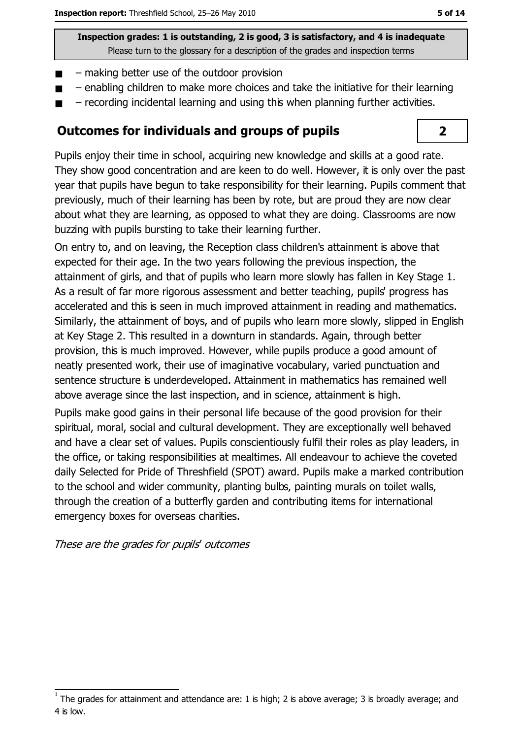**Inspection grades: 1 is outstanding, 2 is good, 3 is satisfactory, and 4 is inadequate**
Please turn to the glossary for a description of the grades and inspection terms

- – making better use of the outdoor provision
- – enabling children to make more choices and take the initiative for their learning
- – recording incidental learning and using this when planning further activities.

## Outcomes for individuals and groups of pupils — 2

Pupils enjoy their time in school, acquiring new knowledge and skills at a good rate. They show good concentration and are keen to do well. However, it is only over the past year that pupils have begun to take responsibility for their learning. Pupils comment that previously, much of their learning has been by rote, but are proud they are now clear about what they are learning, as opposed to what they are doing. Classrooms are now buzzing with pupils bursting to take their learning further.

On entry to, and on leaving, the Reception class children's attainment is above that expected for their age. In the two years following the previous inspection, the attainment of girls, and that of pupils who learn more slowly has fallen in Key Stage 1. As a result of far more rigorous assessment and better teaching, pupils' progress has accelerated and this is seen in much improved attainment in reading and mathematics. Similarly, the attainment of boys, and of pupils who learn more slowly, slipped in English at Key Stage 2. This resulted in a downturn in standards. Again, through better provision, this is much improved. However, while pupils produce a good amount of neatly presented work, their use of imaginative vocabulary, varied punctuation and sentence structure is underdeveloped. Attainment in mathematics has remained well above average since the last inspection, and in science, attainment is high.

Pupils make good gains in their personal life because of the good provision for their spiritual, moral, social and cultural development. They are exceptionally well behaved and have a clear set of values. Pupils conscientiously fulfil their roles as play leaders, in the office, or taking responsibilities at mealtimes. All endeavour to achieve the coveted daily Selected for Pride of Threshfield (SPOT) award. Pupils make a marked contribution to the school and wider community, planting bulbs, painting murals on toilet walls, through the creation of a butterfly garden and contributing items for international emergency boxes for overseas charities.

*These are the grades for pupils' outcomes*

[1] The grades for attainment and attendance are: 1 is high; 2 is above average; 3 is broadly average; and 4 is low.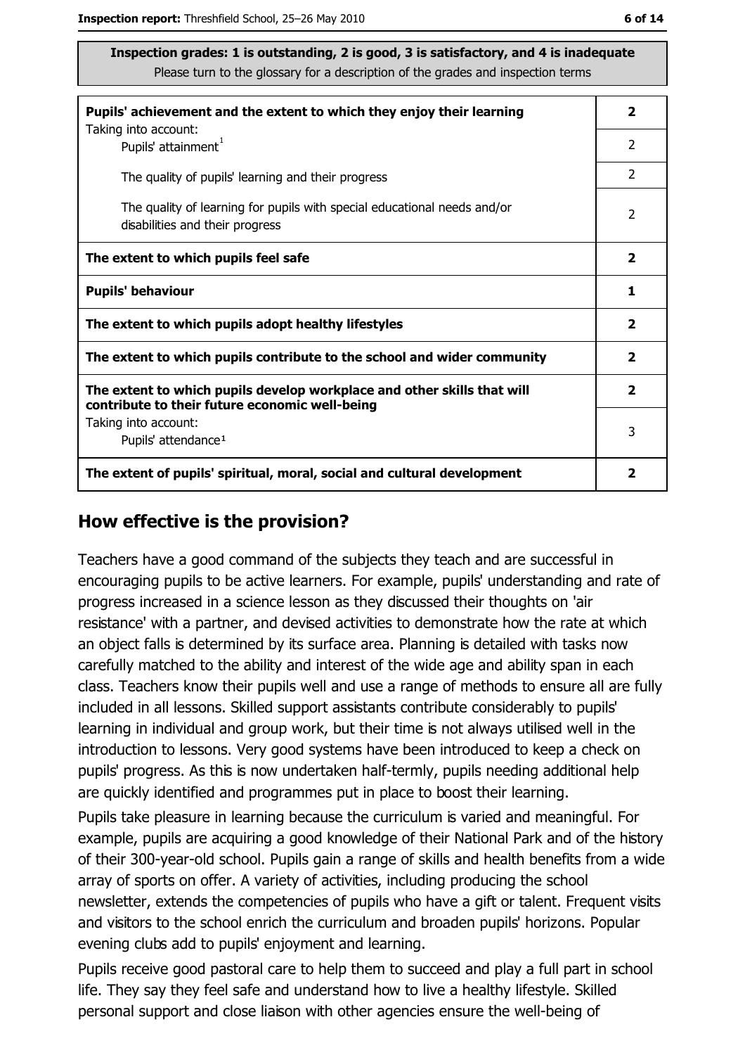Inspection grades: 1 is outstanding, 2 is good, 3 is satisfactory, and 4 is inadequate
Please turn to the glossary for a description of the grades and inspection terms

| | |
|---|---|
| **Pupils' achievement and the extent to which they enjoy their learning** | **2** |
| Taking into account: Pupils' attainment[1] | 2 |
| The quality of pupils' learning and their progress | 2 |
| The quality of learning for pupils with special educational needs and/or disabilities and their progress | 2 |
| **The extent to which pupils feel safe** | **2** |
| **Pupils' behaviour** | **1** |
| **The extent to which pupils adopt healthy lifestyles** | **2** |
| **The extent to which pupils contribute to the school and wider community** | **2** |
| **The extent to which pupils develop workplace and other skills that will contribute to their future economic well-being** | **2** |
| Taking into account: Pupils' attendance[1] | 3 |
| **The extent of pupils' spiritual, moral, social and cultural development** | **2** |

## How effective is the provision?

Teachers have a good command of the subjects they teach and are successful in encouraging pupils to be active learners. For example, pupils' understanding and rate of progress increased in a science lesson as they discussed their thoughts on 'air resistance' with a partner, and devised activities to demonstrate how the rate at which an object falls is determined by its surface area. Planning is detailed with tasks now carefully matched to the ability and interest of the wide age and ability span in each class. Teachers know their pupils well and use a range of methods to ensure all are fully included in all lessons. Skilled support assistants contribute considerably to pupils' learning in individual and group work, but their time is not always utilised well in the introduction to lessons. Very good systems have been introduced to keep a check on pupils' progress. As this is now undertaken half-termly, pupils needing additional help are quickly identified and programmes put in place to boost their learning.

Pupils take pleasure in learning because the curriculum is varied and meaningful. For example, pupils are acquiring a good knowledge of their National Park and of the history of their 300-year-old school. Pupils gain a range of skills and health benefits from a wide array of sports on offer. A variety of activities, including producing the school newsletter, extends the competencies of pupils who have a gift or talent. Frequent visits and visitors to the school enrich the curriculum and broaden pupils' horizons. Popular evening clubs add to pupils' enjoyment and learning.

Pupils receive good pastoral care to help them to succeed and play a full part in school life. They say they feel safe and understand how to live a healthy lifestyle. Skilled personal support and close liaison with other agencies ensure the well-being of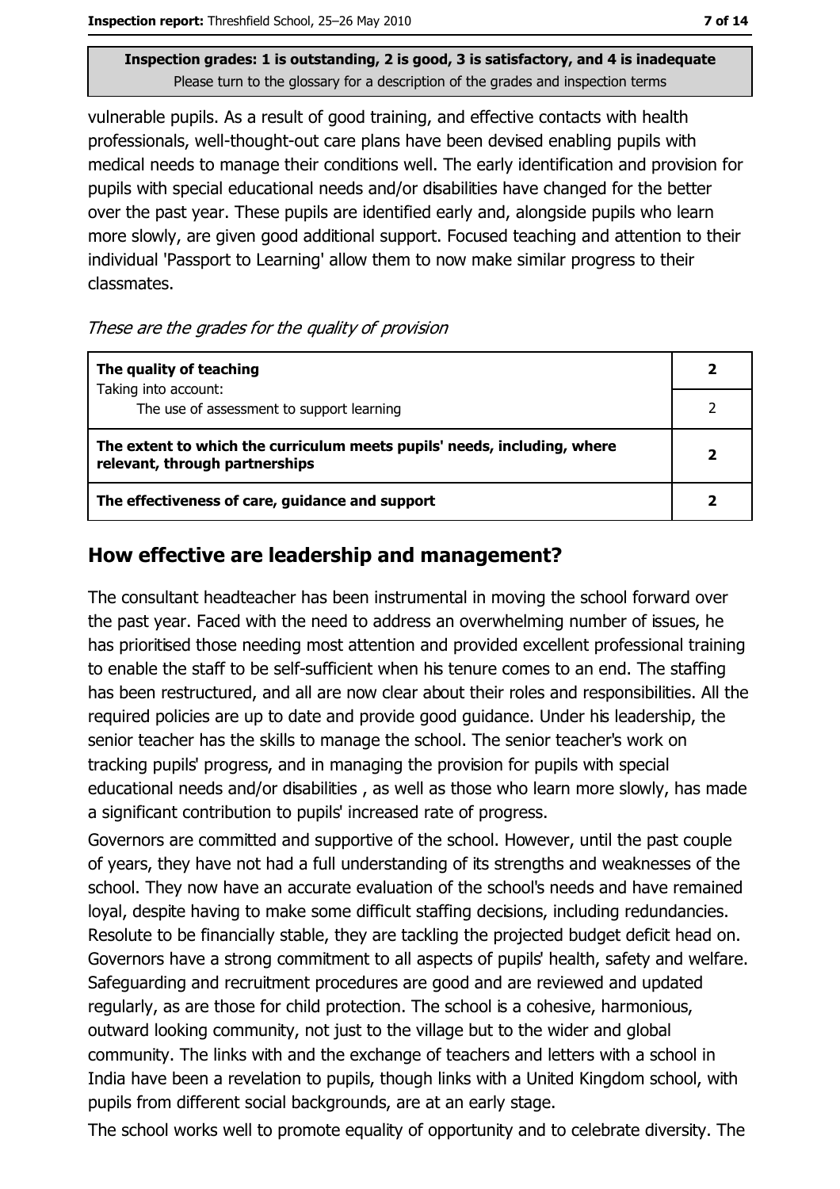vulnerable pupils. As a result of good training, and effective contacts with health professionals, well-thought-out care plans have been devised enabling pupils with medical needs to manage their conditions well. The early identification and provision for pupils with special educational needs and/or disabilities have changed for the better over the past year. These pupils are identified early and, alongside pupils who learn more slowly, are given good additional support. Focused teaching and attention to their individual 'Passport to Learning' allow them to now make similar progress to their classmates.

*These are the grades for the quality of provision*

| | |
|---|---|
| **The quality of teaching**<br>Taking into account: | **2** |
| The use of assessment to support learning | 2 |
| **The extent to which the curriculum meets pupils' needs, including, where relevant, through partnerships** | **2** |
| **The effectiveness of care, guidance and support** | **2** |

## How effective are leadership and management?

The consultant headteacher has been instrumental in moving the school forward over the past year. Faced with the need to address an overwhelming number of issues, he has prioritised those needing most attention and provided excellent professional training to enable the staff to be self-sufficient when his tenure comes to an end. The staffing has been restructured, and all are now clear about their roles and responsibilities. All the required policies are up to date and provide good guidance. Under his leadership, the senior teacher has the skills to manage the school. The senior teacher's work on tracking pupils' progress, and in managing the provision for pupils with special educational needs and/or disabilities , as well as those who learn more slowly, has made a significant contribution to pupils' increased rate of progress.

Governors are committed and supportive of the school. However, until the past couple of years, they have not had a full understanding of its strengths and weaknesses of the school. They now have an accurate evaluation of the school's needs and have remained loyal, despite having to make some difficult staffing decisions, including redundancies. Resolute to be financially stable, they are tackling the projected budget deficit head on. Governors have a strong commitment to all aspects of pupils' health, safety and welfare. Safeguarding and recruitment procedures are good and are reviewed and updated regularly, as are those for child protection. The school is a cohesive, harmonious, outward looking community, not just to the village but to the wider and global community. The links with and the exchange of teachers and letters with a school in India have been a revelation to pupils, though links with a United Kingdom school, with pupils from different social backgrounds, are at an early stage.

The school works well to promote equality of opportunity and to celebrate diversity. The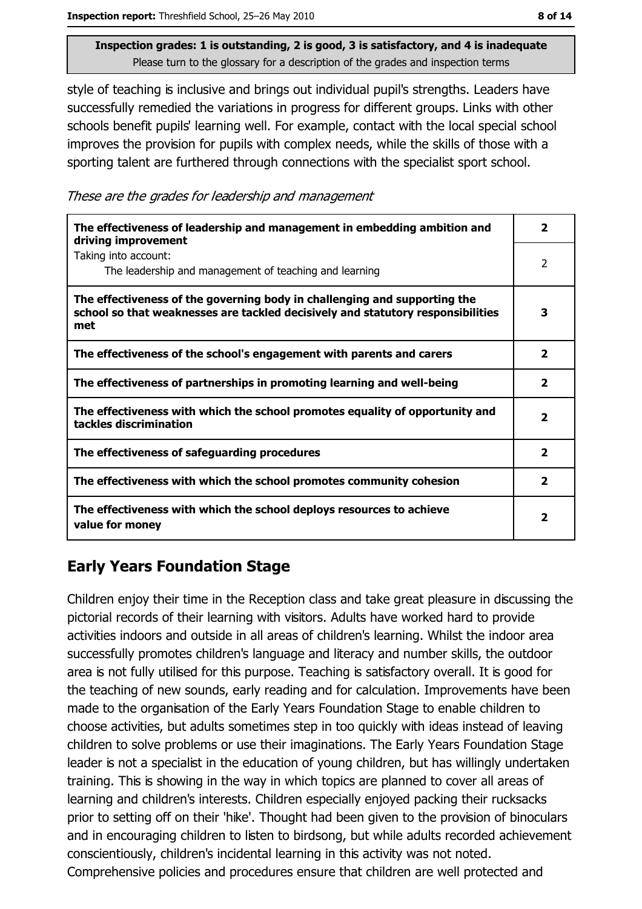**Inspection grades: 1 is outstanding, 2 is good, 3 is satisfactory, and 4 is inadequate**
Please turn to the glossary for a description of the grades and inspection terms

style of teaching is inclusive and brings out individual pupil's strengths. Leaders have successfully remedied the variations in progress for different groups. Links with other schools benefit pupils' learning well. For example, contact with the local special school improves the provision for pupils with complex needs, while the skills of those with a sporting talent are furthered through connections with the specialist sport school.

*These are the grades for leadership and management*

| | |
|---|---|
| **The effectiveness of leadership and management in embedding ambition and driving improvement** | **2** |
| Taking into account: The leadership and management of teaching and learning | 2 |
| **The effectiveness of the governing body in challenging and supporting the school so that weaknesses are tackled decisively and statutory responsibilities met** | **3** |
| **The effectiveness of the school's engagement with parents and carers** | **2** |
| **The effectiveness of partnerships in promoting learning and well-being** | **2** |
| **The effectiveness with which the school promotes equality of opportunity and tackles discrimination** | **2** |
| **The effectiveness of safeguarding procedures** | **2** |
| **The effectiveness with which the school promotes community cohesion** | **2** |
| **The effectiveness with which the school deploys resources to achieve value for money** | **2** |

## Early Years Foundation Stage

Children enjoy their time in the Reception class and take great pleasure in discussing the pictorial records of their learning with visitors. Adults have worked hard to provide activities indoors and outside in all areas of children's learning. Whilst the indoor area successfully promotes children's language and literacy and number skills, the outdoor area is not fully utilised for this purpose. Teaching is satisfactory overall. It is good for the teaching of new sounds, early reading and for calculation. Improvements have been made to the organisation of the Early Years Foundation Stage to enable children to choose activities, but adults sometimes step in too quickly with ideas instead of leaving children to solve problems or use their imaginations. The Early Years Foundation Stage leader is not a specialist in the education of young children, but has willingly undertaken training. This is showing in the way in which topics are planned to cover all areas of learning and children's interests. Children especially enjoyed packing their rucksacks prior to setting off on their 'hike'. Thought had been given to the provision of binoculars and in encouraging children to listen to birdsong, but while adults recorded achievement conscientiously, children's incidental learning in this activity was not noted. Comprehensive policies and procedures ensure that children are well protected and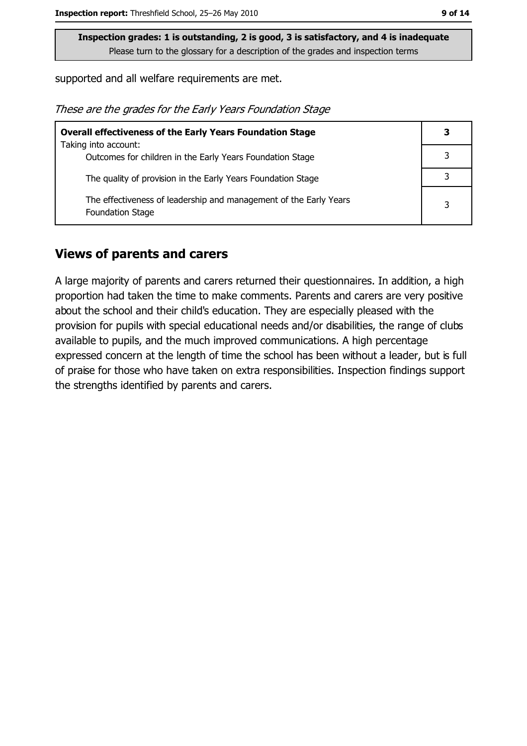supported and all welfare requirements are met.

*These are the grades for the Early Years Foundation Stage*

| **Overall effectiveness of the Early Years Foundation Stage** Taking into account: | **3** |
|---|---|
| Outcomes for children in the Early Years Foundation Stage | 3 |
| The quality of provision in the Early Years Foundation Stage | 3 |
| The effectiveness of leadership and management of the Early Years Foundation Stage | 3 |

## Views of parents and carers

A large majority of parents and carers returned their questionnaires. In addition, a high proportion had taken the time to make comments. Parents and carers are very positive about the school and their child's education. They are especially pleased with the provision for pupils with special educational needs and/or disabilities, the range of clubs available to pupils, and the much improved communications. A high percentage expressed concern at the length of time the school has been without a leader, but is full of praise for those who have taken on extra responsibilities. Inspection findings support the strengths identified by parents and carers.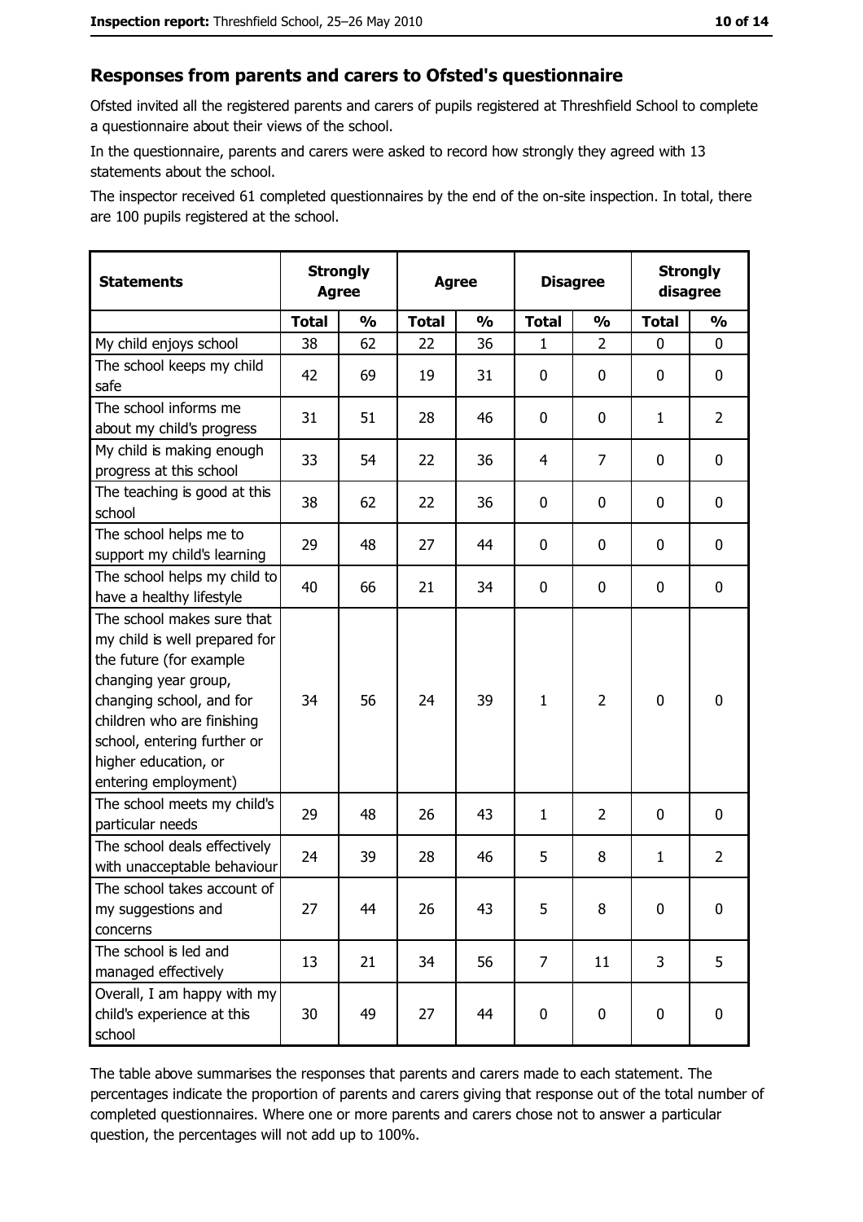## Responses from parents and carers to Ofsted's questionnaire

Ofsted invited all the registered parents and carers of pupils registered at Threshfield School to complete a questionnaire about their views of the school.

In the questionnaire, parents and carers were asked to record how strongly they agreed with 13 statements about the school.

The inspector received 61 completed questionnaires by the end of the on-site inspection. In total, there are 100 pupils registered at the school.

| Statements | Strongly Agree | | Agree | | Disagree | | Strongly disagree | |
|---|---|---|---|---|---|---|---|---|
| | Total | % | Total | % | Total | % | Total | % |
| My child enjoys school | 38 | 62 | 22 | 36 | 1 | 2 | 0 | 0 |
| The school keeps my child safe | 42 | 69 | 19 | 31 | 0 | 0 | 0 | 0 |
| The school informs me about my child's progress | 31 | 51 | 28 | 46 | 0 | 0 | 1 | 2 |
| My child is making enough progress at this school | 33 | 54 | 22 | 36 | 4 | 7 | 0 | 0 |
| The teaching is good at this school | 38 | 62 | 22 | 36 | 0 | 0 | 0 | 0 |
| The school helps me to support my child's learning | 29 | 48 | 27 | 44 | 0 | 0 | 0 | 0 |
| The school helps my child to have a healthy lifestyle | 40 | 66 | 21 | 34 | 0 | 0 | 0 | 0 |
| The school makes sure that my child is well prepared for the future (for example changing year group, changing school, and for children who are finishing school, entering further or higher education, or entering employment) | 34 | 56 | 24 | 39 | 1 | 2 | 0 | 0 |
| The school meets my child's particular needs | 29 | 48 | 26 | 43 | 1 | 2 | 0 | 0 |
| The school deals effectively with unacceptable behaviour | 24 | 39 | 28 | 46 | 5 | 8 | 1 | 2 |
| The school takes account of my suggestions and concerns | 27 | 44 | 26 | 43 | 5 | 8 | 0 | 0 |
| The school is led and managed effectively | 13 | 21 | 34 | 56 | 7 | 11 | 3 | 5 |
| Overall, I am happy with my child's experience at this school | 30 | 49 | 27 | 44 | 0 | 0 | 0 | 0 |

The table above summarises the responses that parents and carers made to each statement. The percentages indicate the proportion of parents and carers giving that response out of the total number of completed questionnaires. Where one or more parents and carers chose not to answer a particular question, the percentages will not add up to 100%.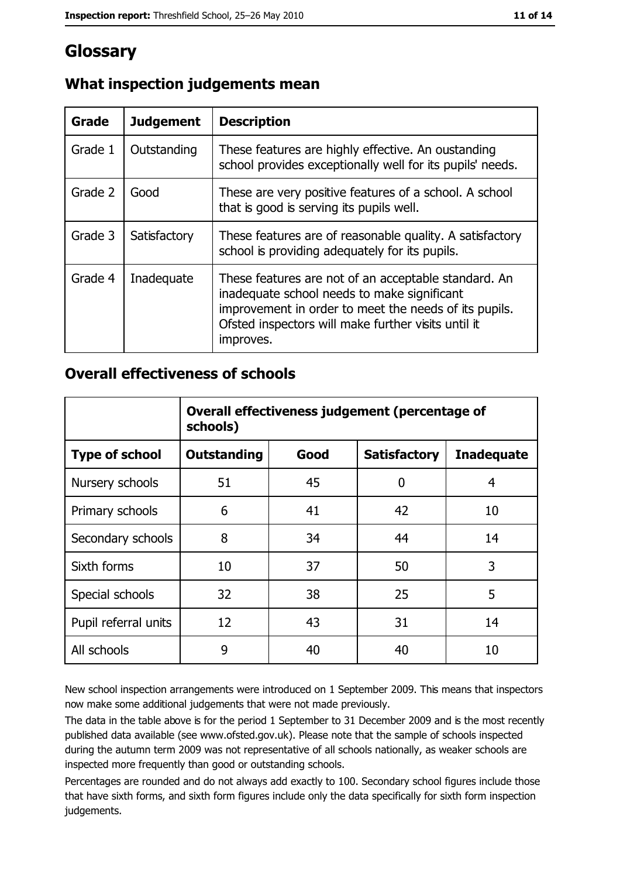# Glossary

## What inspection judgements mean

| Grade | Judgement | Description |
|---|---|---|
| Grade 1 | Outstanding | These features are highly effective. An oustanding school provides exceptionally well for its pupils' needs. |
| Grade 2 | Good | These are very positive features of a school. A school that is good is serving its pupils well. |
| Grade 3 | Satisfactory | These features are of reasonable quality. A satisfactory school is providing adequately for its pupils. |
| Grade 4 | Inadequate | These features are not of an acceptable standard. An inadequate school needs to make significant improvement in order to meet the needs of its pupils. Ofsted inspectors will make further visits until it improves. |

## Overall effectiveness of schools

| | Overall effectiveness judgement (percentage of schools) | | | |
|---|---|---|---|---|
| **Type of school** | **Outstanding** | **Good** | **Satisfactory** | **Inadequate** |
| Nursery schools | 51 | 45 | 0 | 4 |
| Primary schools | 6 | 41 | 42 | 10 |
| Secondary schools | 8 | 34 | 44 | 14 |
| Sixth forms | 10 | 37 | 50 | 3 |
| Special schools | 32 | 38 | 25 | 5 |
| Pupil referral units | 12 | 43 | 31 | 14 |
| All schools | 9 | 40 | 40 | 10 |

New school inspection arrangements were introduced on 1 September 2009. This means that inspectors now make some additional judgements that were not made previously.

The data in the table above is for the period 1 September to 31 December 2009 and is the most recently published data available (see www.ofsted.gov.uk). Please note that the sample of schools inspected during the autumn term 2009 was not representative of all schools nationally, as weaker schools are inspected more frequently than good or outstanding schools.

Percentages are rounded and do not always add exactly to 100. Secondary school figures include those that have sixth forms, and sixth form figures include only the data specifically for sixth form inspection judgements.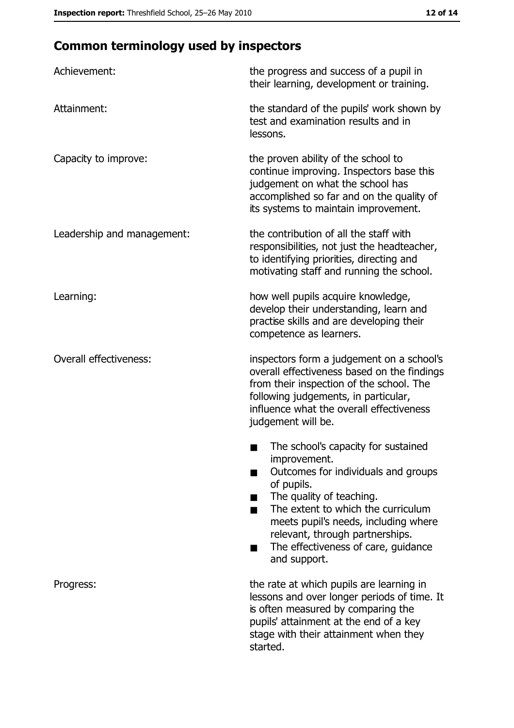## Common terminology used by inspectors

| | |
|---|---|
| Achievement: | the progress and success of a pupil in their learning, development or training. |
| Attainment: | the standard of the pupils' work shown by test and examination results and in lessons. |
| Capacity to improve: | the proven ability of the school to continue improving. Inspectors base this judgement on what the school has accomplished so far and on the quality of its systems to maintain improvement. |
| Leadership and management: | the contribution of all the staff with responsibilities, not just the headteacher, to identifying priorities, directing and motivating staff and running the school. |
| Learning: | how well pupils acquire knowledge, develop their understanding, learn and practise skills and are developing their competence as learners. |
| Overall effectiveness: | inspectors form a judgement on a school's overall effectiveness based on the findings from their inspection of the school. The following judgements, in particular, influence what the overall effectiveness judgement will be.<br>■ The school's capacity for sustained improvement.<br>■ Outcomes for individuals and groups of pupils.<br>■ The quality of teaching.<br>■ The extent to which the curriculum meets pupil's needs, including where relevant, through partnerships.<br>■ The effectiveness of care, guidance and support. |
| Progress: | the rate at which pupils are learning in lessons and over longer periods of time. It is often measured by comparing the pupils' attainment at the end of a key stage with their attainment when they started. |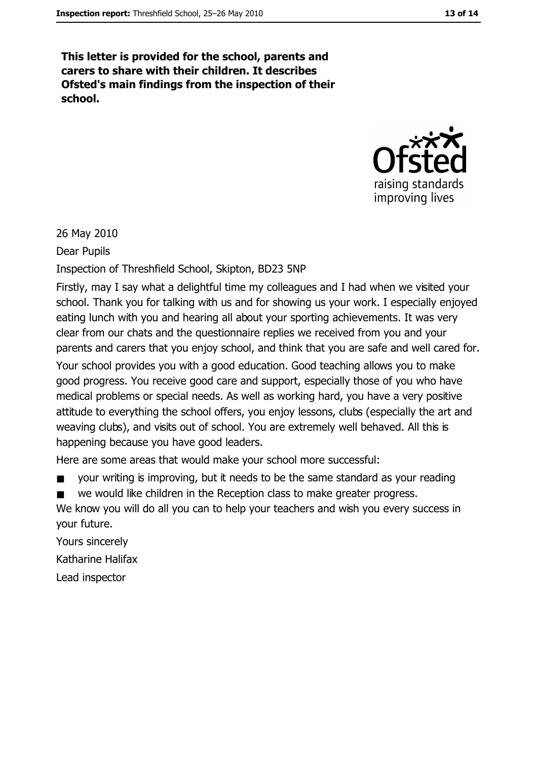**This letter is provided for the school, parents and carers to share with their children. It describes Ofsted's main findings from the inspection of their school.**

26 May 2010

Dear Pupils

Inspection of Threshfield School, Skipton, BD23 5NP

Firstly, may I say what a delightful time my colleagues and I had when we visited your school. Thank you for talking with us and for showing us your work. I especially enjoyed eating lunch with you and hearing all about your sporting achievements. It was very clear from our chats and the questionnaire replies we received from you and your parents and carers that you enjoy school, and think that you are safe and well cared for.

Your school provides you with a good education. Good teaching allows you to make good progress. You receive good care and support, especially those of you who have medical problems or special needs. As well as working hard, you have a very positive attitude to everything the school offers, you enjoy lessons, clubs (especially the art and weaving clubs), and visits out of school. You are extremely well behaved. All this is happening because you have good leaders.

Here are some areas that would make your school more successful:

- your writing is improving, but it needs to be the same standard as your reading
- we would like children in the Reception class to make greater progress.

We know you will do all you can to help your teachers and wish you every success in your future.

Yours sincerely

Katharine Halifax

Lead inspector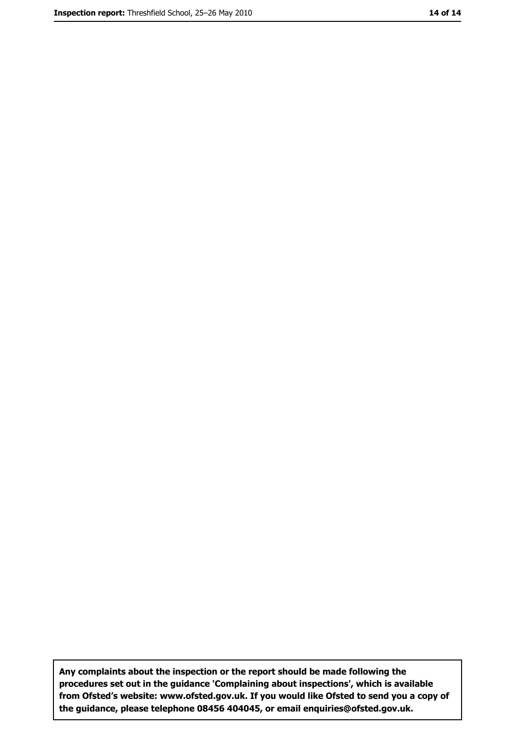**Any complaints about the inspection or the report should be made following the procedures set out in the guidance 'Complaining about inspections', which is available from Ofsted's website: www.ofsted.gov.uk. If you would like Ofsted to send you a copy of the guidance, please telephone 08456 404045, or email enquiries@ofsted.gov.uk.**